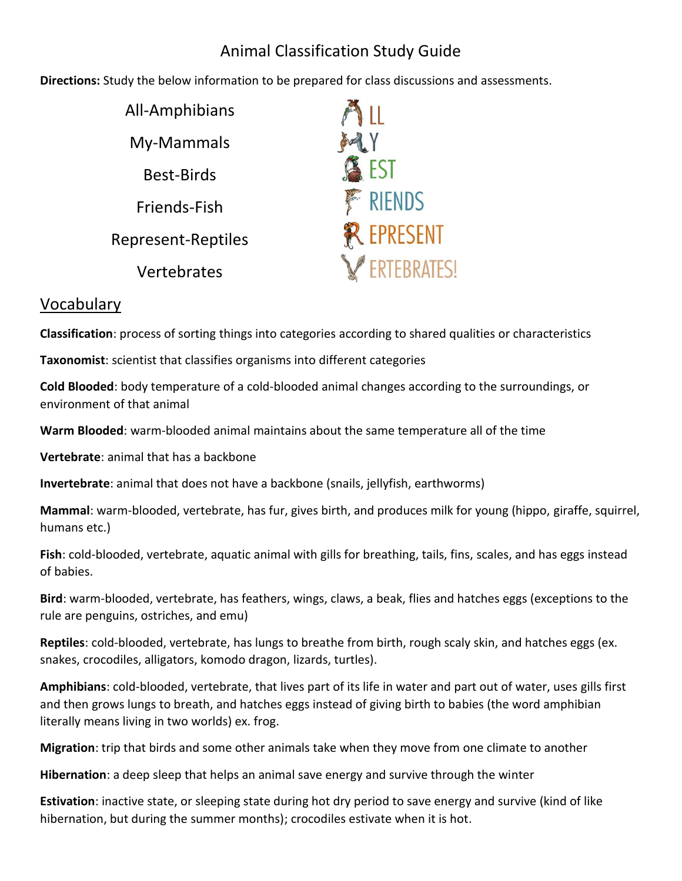# Animal Classification Study Guide

**Directions:** Study the below information to be prepared for class discussions and assessments.

All-Amphibians

My-Mammals

Best-Birds

Friends-Fish

Represent-Reptiles

Vertebrates

ALL
MY
BEST
FRIENDS
REPRESENT
VERTEBRATES!

## Vocabulary

**Classification**: process of sorting things into categories according to shared qualities or characteristics

**Taxonomist**: scientist that classifies organisms into different categories

**Cold Blooded**: body temperature of a cold-blooded animal changes according to the surroundings, or environment of that animal

**Warm Blooded**: warm-blooded animal maintains about the same temperature all of the time

**Vertebrate**: animal that has a backbone

**Invertebrate**: animal that does not have a backbone (snails, jellyfish, earthworms)

**Mammal**: warm-blooded, vertebrate, has fur, gives birth, and produces milk for young (hippo, giraffe, squirrel, humans etc.)

**Fish**: cold-blooded, vertebrate, aquatic animal with gills for breathing, tails, fins, scales, and has eggs instead of babies.

**Bird**: warm-blooded, vertebrate, has feathers, wings, claws, a beak, flies and hatches eggs (exceptions to the rule are penguins, ostriches, and emu)

**Reptiles**: cold-blooded, vertebrate, has lungs to breathe from birth, rough scaly skin, and hatches eggs (ex. snakes, crocodiles, alligators, komodo dragon, lizards, turtles).

**Amphibians**: cold-blooded, vertebrate, that lives part of its life in water and part out of water, uses gills first and then grows lungs to breath, and hatches eggs instead of giving birth to babies (the word amphibian literally means living in two worlds) ex. frog.

**Migration**: trip that birds and some other animals take when they move from one climate to another

**Hibernation**: a deep sleep that helps an animal save energy and survive through the winter

**Estivation**: inactive state, or sleeping state during hot dry period to save energy and survive (kind of like hibernation, but during the summer months); crocodiles estivate when it is hot.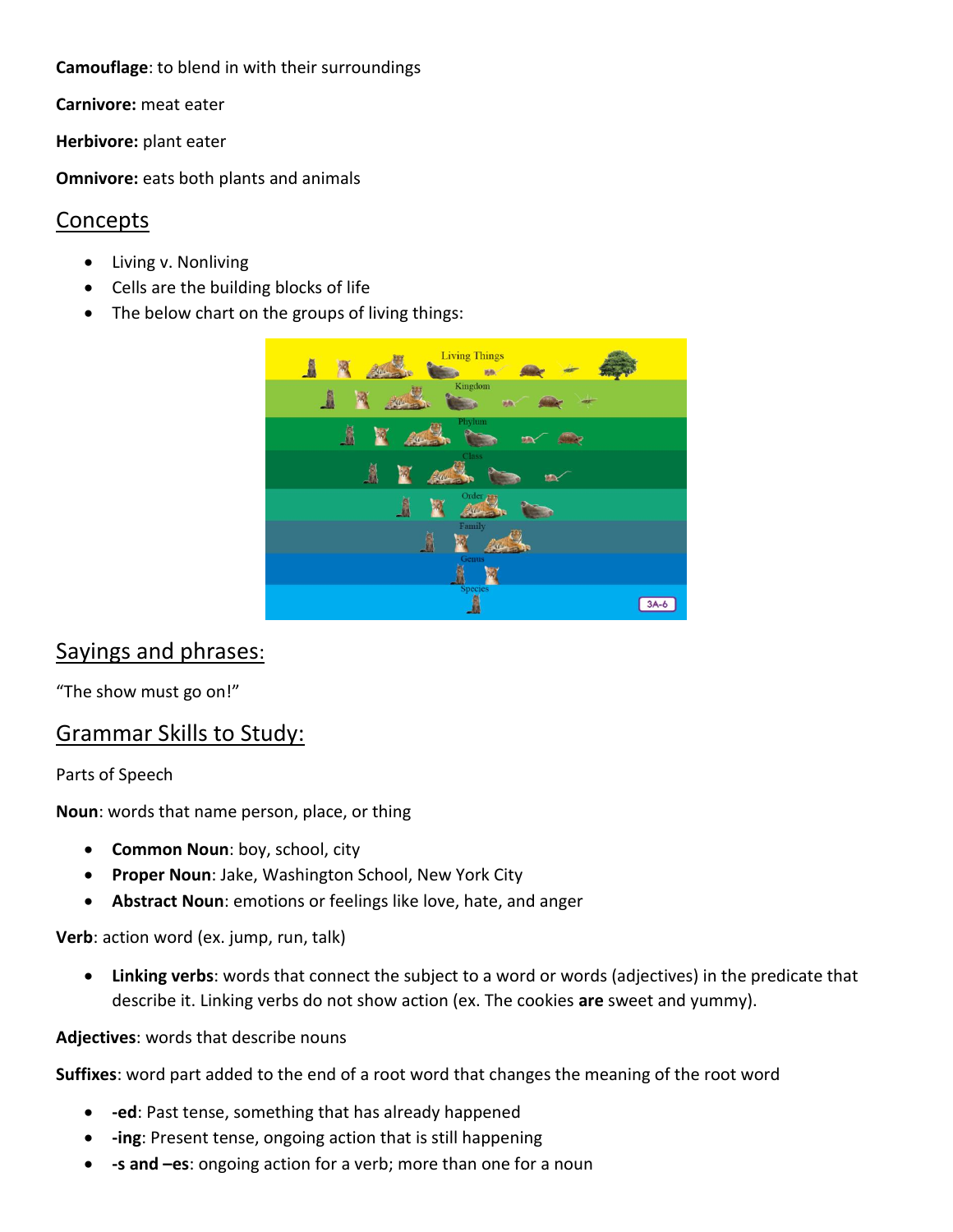**Camouflage**: to blend in with their surroundings

**Carnivore:** meat eater

**Herbivore:** plant eater

**Omnivore:** eats both plants and animals

## Concepts

- Living v. Nonliving
- Cells are the building blocks of life
- The below chart on the groups of living things:

Living Things
Kingdom
Phylum
Class
Order
Family
Genus
Species
3A-6

## Sayings and phrases:

"The show must go on!"

## Grammar Skills to Study:

Parts of Speech

**Noun**: words that name person, place, or thing

- **Common Noun**: boy, school, city
- **Proper Noun**: Jake, Washington School, New York City
- **Abstract Noun**: emotions or feelings like love, hate, and anger

**Verb**: action word (ex. jump, run, talk)

- **Linking verbs**: words that connect the subject to a word or words (adjectives) in the predicate that describe it. Linking verbs do not show action (ex. The cookies **are** sweet and yummy).

**Adjectives**: words that describe nouns

**Suffixes**: word part added to the end of a root word that changes the meaning of the root word

- **-ed**: Past tense, something that has already happened
- **-ing**: Present tense, ongoing action that is still happening
- **-s and –es**: ongoing action for a verb; more than one for a noun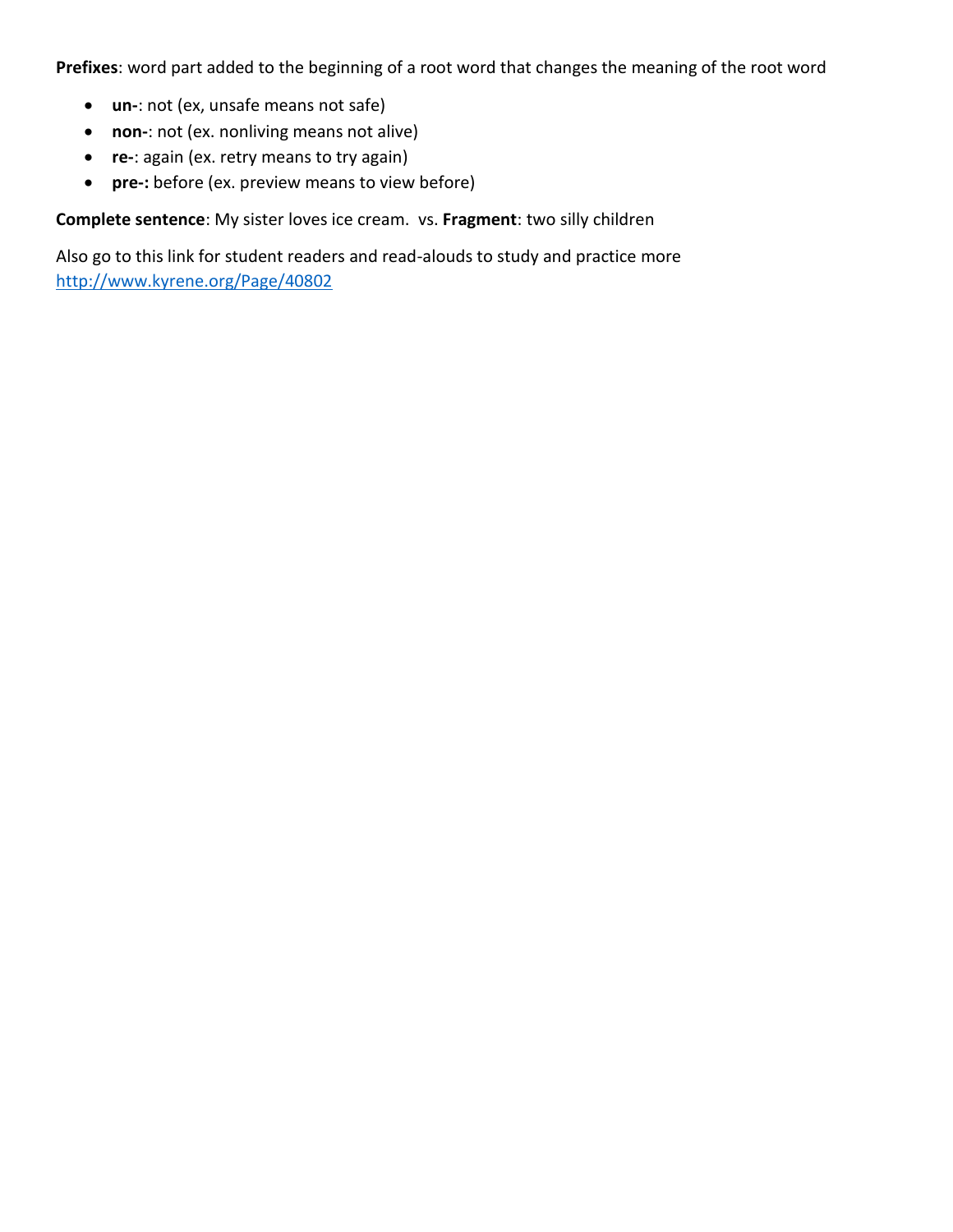**Prefixes**: word part added to the beginning of a root word that changes the meaning of the root word

- **un-**: not (ex, unsafe means not safe)
- **non-**: not (ex. nonliving means not alive)
- **re-**: again (ex. retry means to try again)
- **pre-:** before (ex. preview means to view before)

**Complete sentence**: My sister loves ice cream.  vs. **Fragment**: two silly children

Also go to this link for student readers and read-alouds to study and practice more
http://www.kyrene.org/Page/40802